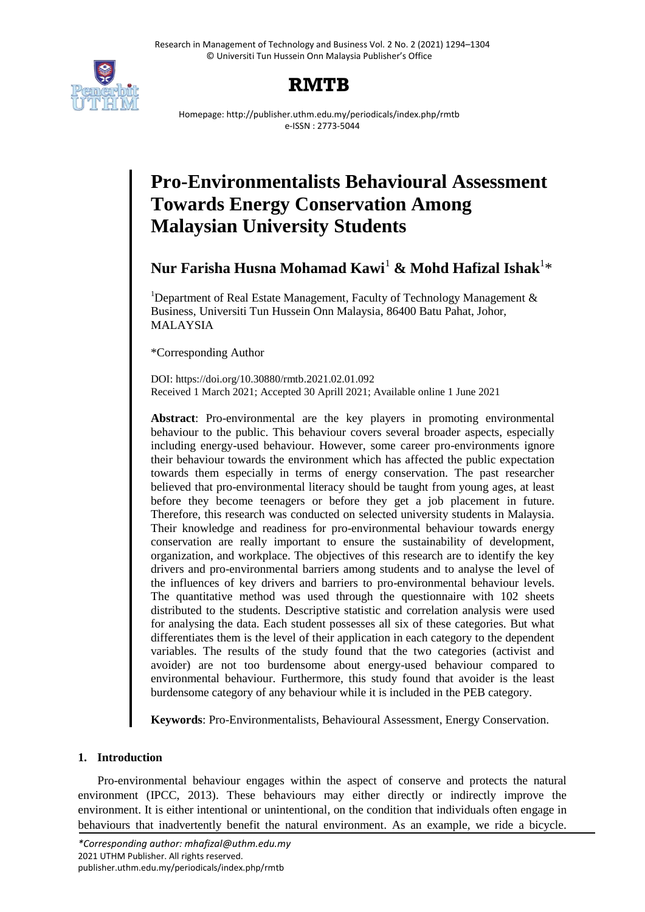# Pro-Environmentalists Behavioural Assessment Towards Energy Conservation Among Malaysian University Students

**Nur Farisha Husna Mohamad Kawi**[1] **& Mohd Hafizal Ishak**[1]*

[1]Department of Real Estate Management, Faculty of Technology Management & Business, Universiti Tun Hussein Onn Malaysia, 86400 Batu Pahat, Johor, MALAYSIA

*Corresponding Author

DOI: https://doi.org/10.30880/rmtb.2021.02.01.092
Received 1 March 2021; Accepted 30 Aprill 2021; Available online 1 June 2021

**Abstract**: Pro-environmental are the key players in promoting environmental behaviour to the public. This behaviour covers several broader aspects, especially including energy-used behaviour. However, some career pro-environments ignore their behaviour towards the environment which has affected the public expectation towards them especially in terms of energy conservation. The past researcher believed that pro-environmental literacy should be taught from young ages, at least before they become teenagers or before they get a job placement in future. Therefore, this research was conducted on selected university students in Malaysia. Their knowledge and readiness for pro-environmental behaviour towards energy conservation are really important to ensure the sustainability of development, organization, and workplace. The objectives of this research are to identify the key drivers and pro-environmental barriers among students and to analyse the level of the influences of key drivers and barriers to pro-environmental behaviour levels. The quantitative method was used through the questionnaire with 102 sheets distributed to the students. Descriptive statistic and correlation analysis were used for analysing the data. Each student possesses all six of these categories. But what differentiates them is the level of their application in each category to the dependent variables. The results of the study found that the two categories (activist and avoider) are not too burdensome about energy-used behaviour compared to environmental behaviour. Furthermore, this study found that avoider is the least burdensome category of any behaviour while it is included in the PEB category.

**Keywords**: Pro-Environmentalists, Behavioural Assessment, Energy Conservation.

## 1. Introduction

Pro-environmental behaviour engages within the aspect of conserve and protects the natural environment (IPCC, 2013). These behaviours may either directly or indirectly improve the environment. It is either intentional or unintentional, on the condition that individuals often engage in behaviours that inadvertently benefit the natural environment. As an example, we ride a bicycle.

*Corresponding author: mhafizal@uthm.edu.my
2021 UTHM Publisher. All rights reserved.
publisher.uthm.edu.my/periodicals/index.php/rmtb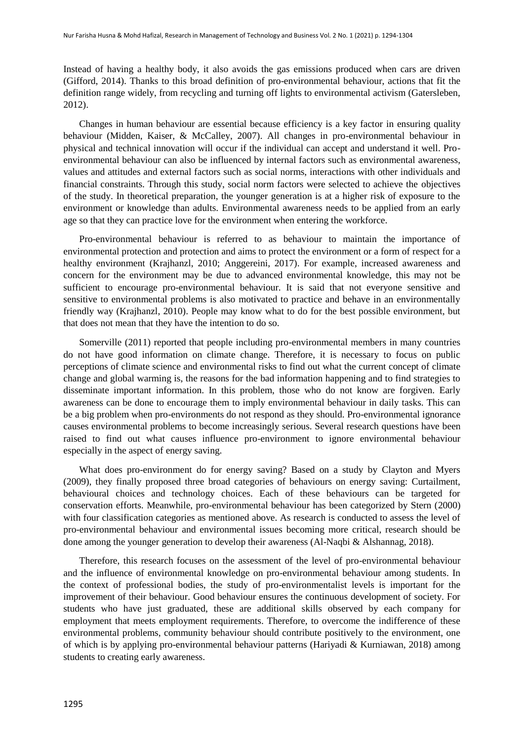Instead of having a healthy body, it also avoids the gas emissions produced when cars are driven (Gifford, 2014). Thanks to this broad definition of pro-environmental behaviour, actions that fit the definition range widely, from recycling and turning off lights to environmental activism (Gatersleben, 2012).

Changes in human behaviour are essential because efficiency is a key factor in ensuring quality behaviour (Midden, Kaiser, & McCalley, 2007). All changes in pro-environmental behaviour in physical and technical innovation will occur if the individual can accept and understand it well. Pro-environmental behaviour can also be influenced by internal factors such as environmental awareness, values and attitudes and external factors such as social norms, interactions with other individuals and financial constraints. Through this study, social norm factors were selected to achieve the objectives of the study. In theoretical preparation, the younger generation is at a higher risk of exposure to the environment or knowledge than adults. Environmental awareness needs to be applied from an early age so that they can practice love for the environment when entering the workforce.

Pro-environmental behaviour is referred to as behaviour to maintain the importance of environmental protection and protection and aims to protect the environment or a form of respect for a healthy environment (Krajhanzl, 2010; Anggereini, 2017). For example, increased awareness and concern for the environment may be due to advanced environmental knowledge, this may not be sufficient to encourage pro-environmental behaviour. It is said that not everyone sensitive and sensitive to environmental problems is also motivated to practice and behave in an environmentally friendly way (Krajhanzl, 2010). People may know what to do for the best possible environment, but that does not mean that they have the intention to do so.

Somerville (2011) reported that people including pro-environmental members in many countries do not have good information on climate change. Therefore, it is necessary to focus on public perceptions of climate science and environmental risks to find out what the current concept of climate change and global warming is, the reasons for the bad information happening and to find strategies to disseminate important information. In this problem, those who do not know are forgiven. Early awareness can be done to encourage them to imply environmental behaviour in daily tasks. This can be a big problem when pro-environments do not respond as they should. Pro-environmental ignorance causes environmental problems to become increasingly serious. Several research questions have been raised to find out what causes influence pro-environment to ignore environmental behaviour especially in the aspect of energy saving.

What does pro-environment do for energy saving? Based on a study by Clayton and Myers (2009), they finally proposed three broad categories of behaviours on energy saving: Curtailment, behavioural choices and technology choices. Each of these behaviours can be targeted for conservation efforts. Meanwhile, pro-environmental behaviour has been categorized by Stern (2000) with four classification categories as mentioned above. As research is conducted to assess the level of pro-environmental behaviour and environmental issues becoming more critical, research should be done among the younger generation to develop their awareness (Al-Naqbi & Alshannag, 2018).

Therefore, this research focuses on the assessment of the level of pro-environmental behaviour and the influence of environmental knowledge on pro-environmental behaviour among students. In the context of professional bodies, the study of pro-environmentalist levels is important for the improvement of their behaviour. Good behaviour ensures the continuous development of society. For students who have just graduated, these are additional skills observed by each company for employment that meets employment requirements. Therefore, to overcome the indifference of these environmental problems, community behaviour should contribute positively to the environment, one of which is by applying pro-environmental behaviour patterns (Hariyadi & Kurniawan, 2018) among students to creating early awareness.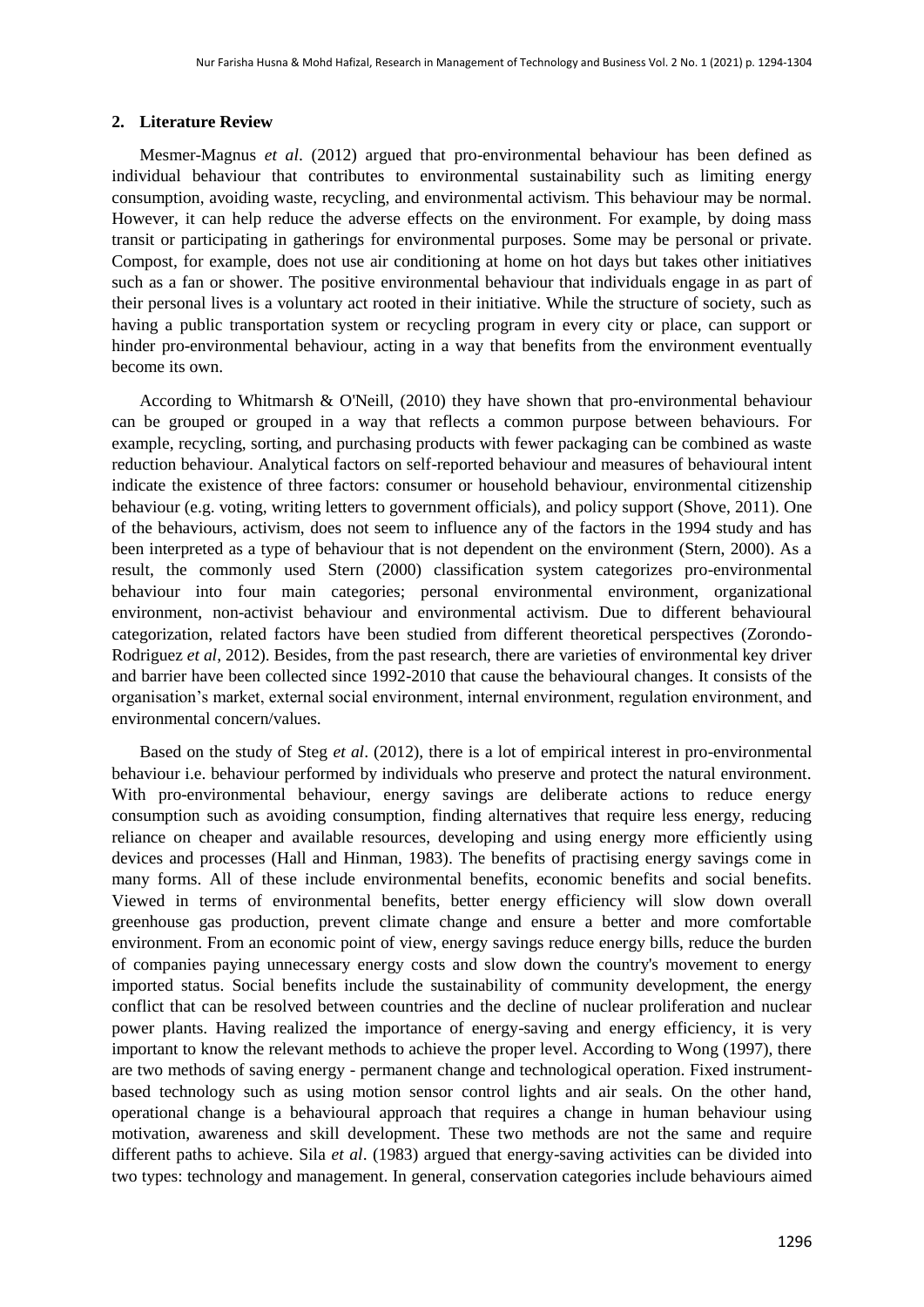## 2. Literature Review

Mesmer-Magnus *et al*. (2012) argued that pro-environmental behaviour has been defined as individual behaviour that contributes to environmental sustainability such as limiting energy consumption, avoiding waste, recycling, and environmental activism. This behaviour may be normal. However, it can help reduce the adverse effects on the environment. For example, by doing mass transit or participating in gatherings for environmental purposes. Some may be personal or private. Compost, for example, does not use air conditioning at home on hot days but takes other initiatives such as a fan or shower. The positive environmental behaviour that individuals engage in as part of their personal lives is a voluntary act rooted in their initiative. While the structure of society, such as having a public transportation system or recycling program in every city or place, can support or hinder pro-environmental behaviour, acting in a way that benefits from the environment eventually become its own.

According to Whitmarsh & O'Neill, (2010) they have shown that pro-environmental behaviour can be grouped or grouped in a way that reflects a common purpose between behaviours. For example, recycling, sorting, and purchasing products with fewer packaging can be combined as waste reduction behaviour. Analytical factors on self-reported behaviour and measures of behavioural intent indicate the existence of three factors: consumer or household behaviour, environmental citizenship behaviour (e.g. voting, writing letters to government officials), and policy support (Shove, 2011). One of the behaviours, activism, does not seem to influence any of the factors in the 1994 study and has been interpreted as a type of behaviour that is not dependent on the environment (Stern, 2000). As a result, the commonly used Stern (2000) classification system categorizes pro-environmental behaviour into four main categories; personal environmental environment, organizational environment, non-activist behaviour and environmental activism. Due to different behavioural categorization, related factors have been studied from different theoretical perspectives (Zorondo-Rodriguez *et al*, 2012). Besides, from the past research, there are varieties of environmental key driver and barrier have been collected since 1992-2010 that cause the behavioural changes. It consists of the organisation's market, external social environment, internal environment, regulation environment, and environmental concern/values.

Based on the study of Steg *et al*. (2012), there is a lot of empirical interest in pro-environmental behaviour i.e. behaviour performed by individuals who preserve and protect the natural environment. With pro-environmental behaviour, energy savings are deliberate actions to reduce energy consumption such as avoiding consumption, finding alternatives that require less energy, reducing reliance on cheaper and available resources, developing and using energy more efficiently using devices and processes (Hall and Hinman, 1983). The benefits of practising energy savings come in many forms. All of these include environmental benefits, economic benefits and social benefits. Viewed in terms of environmental benefits, better energy efficiency will slow down overall greenhouse gas production, prevent climate change and ensure a better and more comfortable environment. From an economic point of view, energy savings reduce energy bills, reduce the burden of companies paying unnecessary energy costs and slow down the country's movement to energy imported status. Social benefits include the sustainability of community development, the energy conflict that can be resolved between countries and the decline of nuclear proliferation and nuclear power plants. Having realized the importance of energy-saving and energy efficiency, it is very important to know the relevant methods to achieve the proper level. According to Wong (1997), there are two methods of saving energy - permanent change and technological operation. Fixed instrument-based technology such as using motion sensor control lights and air seals. On the other hand, operational change is a behavioural approach that requires a change in human behaviour using motivation, awareness and skill development. These two methods are not the same and require different paths to achieve. Sila *et al*. (1983) argued that energy-saving activities can be divided into two types: technology and management. In general, conservation categories include behaviours aimed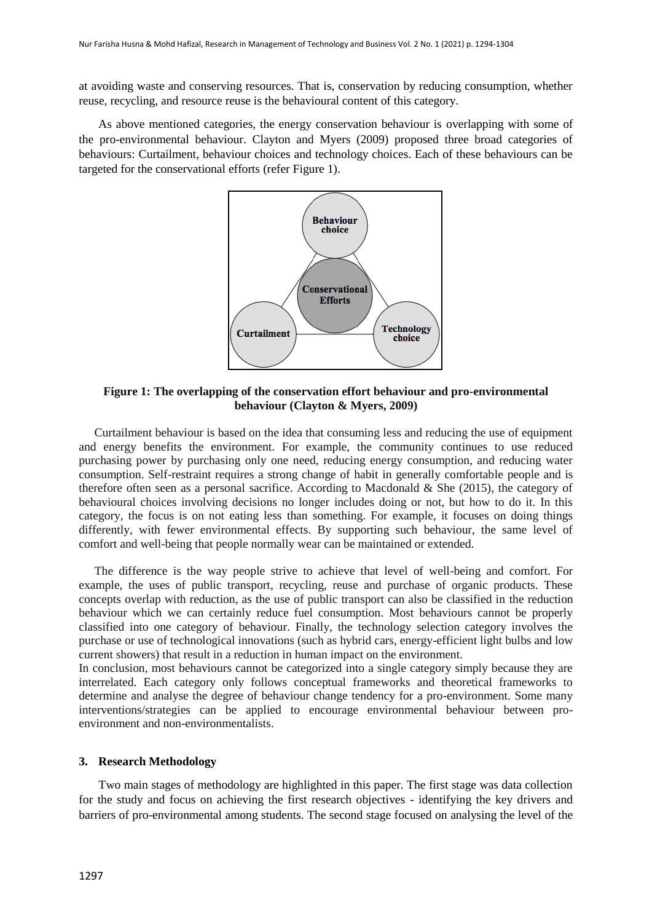at avoiding waste and conserving resources. That is, conservation by reducing consumption, whether reuse, recycling, and resource reuse is the behavioural content of this category.

As above mentioned categories, the energy conservation behaviour is overlapping with some of the pro-environmental behaviour. Clayton and Myers (2009) proposed three broad categories of behaviours: Curtailment, behaviour choices and technology choices. Each of these behaviours can be targeted for the conservational efforts (refer Figure 1).

**Figure 1: The overlapping of the conservation effort behaviour and pro-environmental behaviour (Clayton & Myers, 2009)**

Curtailment behaviour is based on the idea that consuming less and reducing the use of equipment and energy benefits the environment. For example, the community continues to use reduced purchasing power by purchasing only one need, reducing energy consumption, and reducing water consumption. Self-restraint requires a strong change of habit in generally comfortable people and is therefore often seen as a personal sacrifice. According to Macdonald & She (2015), the category of behavioural choices involving decisions no longer includes doing or not, but how to do it. In this category, the focus is on not eating less than something. For example, it focuses on doing things differently, with fewer environmental effects. By supporting such behaviour, the same level of comfort and well-being that people normally wear can be maintained or extended.

The difference is the way people strive to achieve that level of well-being and comfort. For example, the uses of public transport, recycling, reuse and purchase of organic products. These concepts overlap with reduction, as the use of public transport can also be classified in the reduction behaviour which we can certainly reduce fuel consumption. Most behaviours cannot be properly classified into one category of behaviour. Finally, the technology selection category involves the purchase or use of technological innovations (such as hybrid cars, energy-efficient light bulbs and low current showers) that result in a reduction in human impact on the environment.

In conclusion, most behaviours cannot be categorized into a single category simply because they are interrelated. Each category only follows conceptual frameworks and theoretical frameworks to determine and analyse the degree of behaviour change tendency for a pro-environment. Some many interventions/strategies can be applied to encourage environmental behaviour between pro-environment and non-environmentalists.

## 3. Research Methodology

Two main stages of methodology are highlighted in this paper. The first stage was data collection for the study and focus on achieving the first research objectives - identifying the key drivers and barriers of pro-environmental among students. The second stage focused on analysing the level of the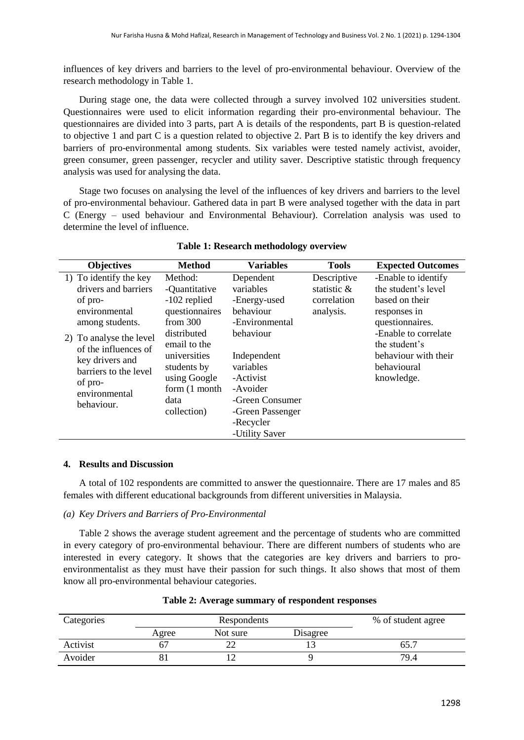influences of key drivers and barriers to the level of pro-environmental behaviour. Overview of the research methodology in Table 1.

During stage one, the data were collected through a survey involved 102 universities student. Questionnaires were used to elicit information regarding their pro-environmental behaviour. The questionnaires are divided into 3 parts, part A is details of the respondents, part B is question-related to objective 1 and part C is a question related to objective 2. Part B is to identify the key drivers and barriers of pro-environmental among students. Six variables were tested namely activist, avoider, green consumer, green passenger, recycler and utility saver. Descriptive statistic through frequency analysis was used for analysing the data.

Stage two focuses on analysing the level of the influences of key drivers and barriers to the level of pro-environmental behaviour. Gathered data in part B were analysed together with the data in part C (Energy – used behaviour and Environmental Behaviour). Correlation analysis was used to determine the level of influence.

**Table 1: Research methodology overview**

| Objectives | Method | Variables | Tools | Expected Outcomes |
|---|---|---|---|---|
| 1) To identify the key drivers and barriers of pro-environmental among students.<br>2) To analyse the level of the influences of key drivers and barriers to the level of pro-environmental behaviour. | Method:<br>-Quantitative<br>-102 replied questionnaires from 300 distributed email to the universities students by using Google form (1 month data collection) | Dependent variables<br>-Energy-used behaviour<br>-Environmental behaviour<br><br>Independent variables<br>-Activist<br>-Avoider<br>-Green Consumer<br>-Green Passenger<br>-Recycler<br>-Utility Saver | Descriptive statistic & correlation analysis. | -Enable to identify the student's level based on their responses in questionnaires.<br>-Enable to correlate the student's behaviour with their behavioural knowledge. |

## 4. Results and Discussion

A total of 102 respondents are committed to answer the questionnaire. There are 17 males and 85 females with different educational backgrounds from different universities in Malaysia.

### *(a) Key Drivers and Barriers of Pro-Environmental*

Table 2 shows the average student agreement and the percentage of students who are committed in every category of pro-environmental behaviour. There are different numbers of students who are interested in every category. It shows that the categories are key drivers and barriers to pro-environmentalist as they must have their passion for such things. It also shows that most of them know all pro-environmental behaviour categories.

**Table 2: Average summary of respondent responses**

| Categories | Respondents | | | % of student agree |
|---|---|---|---|---|
| | Agree | Not sure | Disagree | |
| Activist | 67 | 22 | 13 | 65.7 |
| Avoider | 81 | 12 | 9 | 79.4 |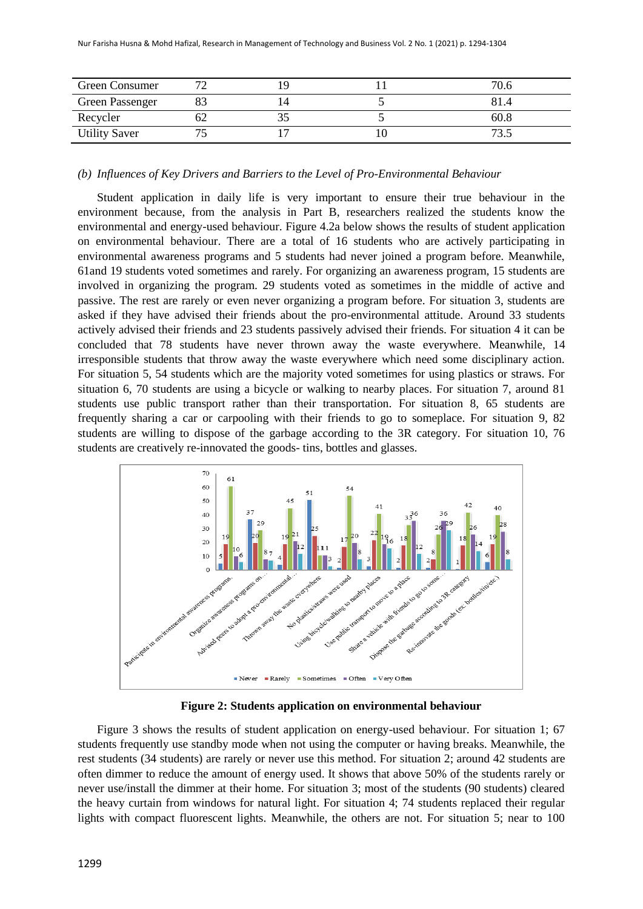| Green Consumer | 72 | 19 | 11 | 70.6 |
|---|---|---|---|---|
| Green Passenger | 83 | 14 | 5 | 81.4 |
| Recycler | 62 | 35 | 5 | 60.8 |
| Utility Saver | 75 | 17 | 10 | 73.5 |

*(b) Influences of Key Drivers and Barriers to the Level of Pro-Environmental Behaviour*

Student application in daily life is very important to ensure their true behaviour in the environment because, from the analysis in Part B, researchers realized the students know the environmental and energy-used behaviour. Figure 4.2a below shows the results of student application on environmental behaviour. There are a total of 16 students who are actively participating in environmental awareness programs and 5 students had never joined a program before. Meanwhile, 61and 19 students voted sometimes and rarely. For organizing an awareness program, 15 students are involved in organizing the program. 29 students voted as sometimes in the middle of active and passive. The rest are rarely or even never organizing a program before. For situation 3, students are asked if they have advised their friends about the pro-environmental attitude. Around 33 students actively advised their friends and 23 students passively advised their friends. For situation 4 it can be concluded that 78 students have never thrown away the waste everywhere. Meanwhile, 14 irresponsible students that throw away the waste everywhere which need some disciplinary action. For situation 5, 54 students which are the majority voted sometimes for using plastics or straws. For situation 6, 70 students are using a bicycle or walking to nearby places. For situation 7, around 81 students use public transport rather than their transportation. For situation 8, 65 students are frequently sharing a car or carpooling with their friends to go to someplace. For situation 9, 82 students are willing to dispose of the garbage according to the 3R category. For situation 10, 76 students are creatively re-innovated the goods- tins, bottles and glasses.

**Figure 2: Students application on environmental behaviour**

Figure 3 shows the results of student application on energy-used behaviour. For situation 1; 67 students frequently use standby mode when not using the computer or having breaks. Meanwhile, the rest students (34 students) are rarely or never use this method. For situation 2; around 42 students are often dimmer to reduce the amount of energy used. It shows that above 50% of the students rarely or never use/install the dimmer at their home. For situation 3; most of the students (90 students) cleared the heavy curtain from windows for natural light. For situation 4; 74 students replaced their regular lights with compact fluorescent lights. Meanwhile, the others are not. For situation 5; near to 100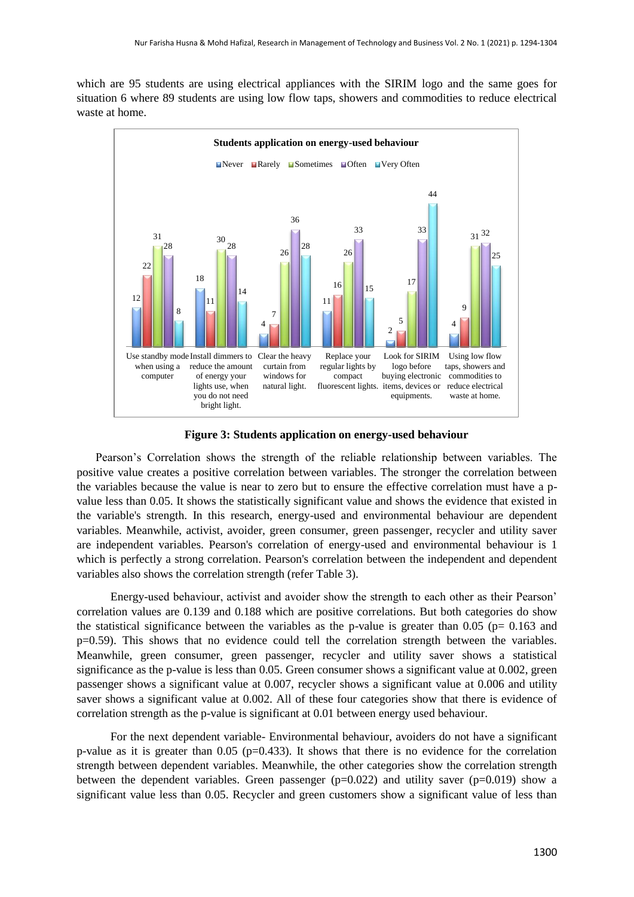which are 95 students are using electrical appliances with the SIRIM logo and the same goes for situation 6 where 89 students are using low flow taps, showers and commodities to reduce electrical waste at home.

**Students application on energy-used behaviour**

| | Never | Rarely | Sometimes | Often | Very Often |
|---|---|---|---|---|---|
| Use standby mode when using a computer | 12 | 22 | 31 | 28 | 8 |
| Install dimmers to reduce the amount of energy your lights use, when you do not need bright light. | 18 | 11 | 30 | 28 | 14 |
| Clear the heavy curtain from windows for natural light. | 4 | 7 | 26 | 36 | 28 |
| Replace your regular lights by compact fluorescent lights. | 11 | 16 | 26 | 33 | 15 |
| Look for SIRIM logo before buying electronic items, devices or equipments. | 2 | 5 | 17 | 33 | 44 |
| Using low flow taps, showers and commodities to reduce electrical waste at home. | 4 | 9 | 31 | 32 | 25 |

**Figure 3: Students application on energy-used behaviour**

Pearson's Correlation shows the strength of the reliable relationship between variables. The positive value creates a positive correlation between variables. The stronger the correlation between the variables because the value is near to zero but to ensure the effective correlation must have a p-value less than 0.05. It shows the statistically significant value and shows the evidence that existed in the variable's strength. In this research, energy-used and environmental behaviour are dependent variables. Meanwhile, activist, avoider, green consumer, green passenger, recycler and utility saver are independent variables. Pearson's correlation of energy-used and environmental behaviour is 1 which is perfectly a strong correlation. Pearson's correlation between the independent and dependent variables also shows the correlation strength (refer Table 3).

Energy-used behaviour, activist and avoider show the strength to each other as their Pearson' correlation values are 0.139 and 0.188 which are positive correlations. But both categories do show the statistical significance between the variables as the p-value is greater than 0.05 ($p = 0.163$ and $p = 0.59$). This shows that no evidence could tell the correlation strength between the variables. Meanwhile, green consumer, green passenger, recycler and utility saver shows a statistical significance as the p-value is less than 0.05. Green consumer shows a significant value at 0.002, green passenger shows a significant value at 0.007, recycler shows a significant value at 0.006 and utility saver shows a significant value at 0.002. All of these four categories show that there is evidence of correlation strength as the p-value is significant at 0.01 between energy used behaviour.

For the next dependent variable- Environmental behaviour, avoiders do not have a significant p-value as it is greater than 0.05 ($p = 0.433$). It shows that there is no evidence for the correlation strength between dependent variables. Meanwhile, the other categories show the correlation strength between the dependent variables. Green passenger ($p = 0.022$) and utility saver ($p = 0.019$) show a significant value less than 0.05. Recycler and green customers show a significant value of less than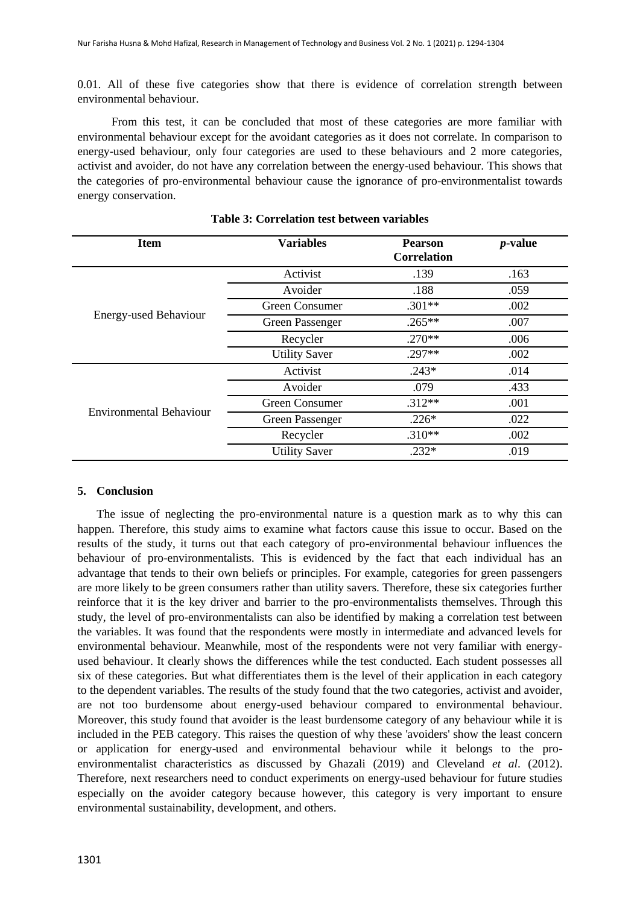0.01. All of these five categories show that there is evidence of correlation strength between environmental behaviour.

From this test, it can be concluded that most of these categories are more familiar with environmental behaviour except for the avoidant categories as it does not correlate. In comparison to energy-used behaviour, only four categories are used to these behaviours and 2 more categories, activist and avoider, do not have any correlation between the energy-used behaviour. This shows that the categories of pro-environmental behaviour cause the ignorance of pro-environmentalist towards energy conservation.

**Table 3: Correlation test between variables**

| Item | Variables | Pearson Correlation | *p*-value |
|---|---|---|---|
| Energy-used Behaviour | Activist | .139 | .163 |
| | Avoider | .188 | .059 |
| | Green Consumer | .301** | .002 |
| | Green Passenger | .265** | .007 |
| | Recycler | .270** | .006 |
| | Utility Saver | .297** | .002 |
| Environmental Behaviour | Activist | .243* | .014 |
| | Avoider | .079 | .433 |
| | Green Consumer | .312** | .001 |
| | Green Passenger | .226* | .022 |
| | Recycler | .310** | .002 |
| | Utility Saver | .232* | .019 |

## 5. Conclusion

The issue of neglecting the pro-environmental nature is a question mark as to why this can happen. Therefore, this study aims to examine what factors cause this issue to occur. Based on the results of the study, it turns out that each category of pro-environmental behaviour influences the behaviour of pro-environmentalists. This is evidenced by the fact that each individual has an advantage that tends to their own beliefs or principles. For example, categories for green passengers are more likely to be green consumers rather than utility savers. Therefore, these six categories further reinforce that it is the key driver and barrier to the pro-environmentalists themselves. Through this study, the level of pro-environmentalists can also be identified by making a correlation test between the variables. It was found that the respondents were mostly in intermediate and advanced levels for environmental behaviour. Meanwhile, most of the respondents were not very familiar with energy-used behaviour. It clearly shows the differences while the test conducted. Each student possesses all six of these categories. But what differentiates them is the level of their application in each category to the dependent variables. The results of the study found that the two categories, activist and avoider, are not too burdensome about energy-used behaviour compared to environmental behaviour. Moreover, this study found that avoider is the least burdensome category of any behaviour while it is included in the PEB category. This raises the question of why these 'avoiders' show the least concern or application for energy-used and environmental behaviour while it belongs to the pro-environmentalist characteristics as discussed by Ghazali (2019) and Cleveland *et al.* (2012). Therefore, next researchers need to conduct experiments on energy-used behaviour for future studies especially on the avoider category because however, this category is very important to ensure environmental sustainability, development, and others.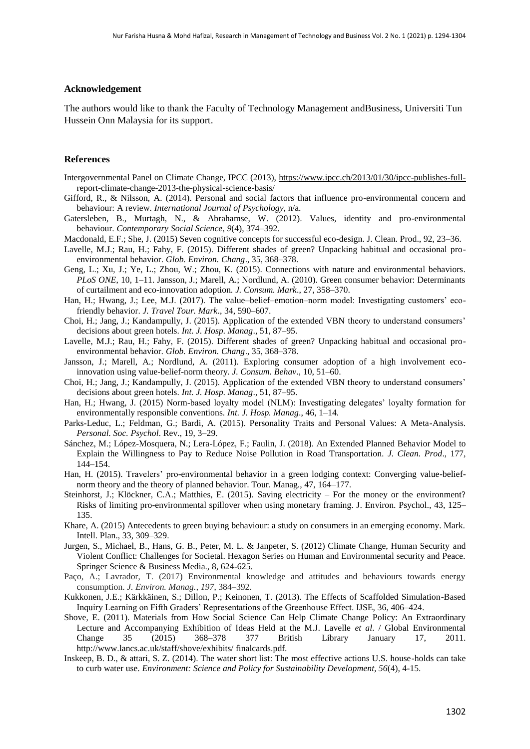## Acknowledgement

The authors would like to thank the Faculty of Technology Management andBusiness, Universiti Tun Hussein Onn Malaysia for its support.

## References

Intergovernmental Panel on Climate Change, IPCC (2013), https://www.ipcc.ch/2013/01/30/ipcc-publishes-full-report-climate-change-2013-the-physical-science-basis/

Gifford, R., & Nilsson, A. (2014). Personal and social factors that influence pro-environmental concern and behaviour: A review. *International Journal of Psychology*, n/a.

Gatersleben, B., Murtagh, N., & Abrahamse, W. (2012). Values, identity and pro-environmental behaviour. *Contemporary Social Science*, *9*(4), 374–392.

Macdonald, E.F.; She, J. (2015) Seven cognitive concepts for successful eco-design. J. Clean. Prod., 92, 23–36.

Lavelle, M.J.; Rau, H.; Fahy, F. (2015). Different shades of green? Unpacking habitual and occasional pro-environmental behavior. *Glob. Environ. Chang*., 35, 368–378.

Geng, L.; Xu, J.; Ye, L.; Zhou, W.; Zhou, K. (2015). Connections with nature and environmental behaviors. *PLoS ONE*, 10, 1–11. Jansson, J.; Marell, A.; Nordlund, A. (2010). Green consumer behavior: Determinants of curtailment and eco-innovation adoption. *J. Consum. Mark*., 27, 358–370.

Han, H.; Hwang, J.; Lee, M.J. (2017). The value–belief–emotion–norm model: Investigating customers' eco-friendly behavior. *J. Travel Tour. Mark*., 34, 590–607.

Choi, H.; Jang, J.; Kandampully, J. (2015). Application of the extended VBN theory to understand consumers' decisions about green hotels. *Int. J. Hosp. Manag*., 51, 87–95.

Lavelle, M.J.; Rau, H.; Fahy, F. (2015). Different shades of green? Unpacking habitual and occasional pro-environmental behavior. *Glob. Environ. Chang*., 35, 368–378.

Jansson, J.; Marell, A.; Nordlund, A. (2011). Exploring consumer adoption of a high involvement eco-innovation using value-belief-norm theory. *J. Consum. Behav*., 10, 51–60.

Choi, H.; Jang, J.; Kandampully, J. (2015). Application of the extended VBN theory to understand consumers' decisions about green hotels. *Int. J. Hosp. Manag*., 51, 87–95.

Han, H.; Hwang, J. (2015) Norm-based loyalty model (NLM): Investigating delegates' loyalty formation for environmentally responsible conventions. *Int. J. Hosp. Manag*., 46, 1–14.

Parks-Leduc, L.; Feldman, G.; Bardi, A. (2015). Personality Traits and Personal Values: A Meta-Analysis. *Personal. Soc. Psychol*. Rev., 19, 3–29.

Sánchez, M.; López-Mosquera, N.; Lera-López, F.; Faulin, J. (2018). An Extended Planned Behavior Model to Explain the Willingness to Pay to Reduce Noise Pollution in Road Transportation. *J. Clean. Prod*., 177, 144–154.

Han, H. (2015). Travelers' pro-environmental behavior in a green lodging context: Converging value-belief-norm theory and the theory of planned behavior. Tour. Manag., 47, 164–177.

Steinhorst, J.; Klöckner, C.A.; Matthies, E. (2015). Saving electricity – For the money or the environment? Risks of limiting pro-environmental spillover when using monetary framing. J. Environ. Psychol., 43, 125–135.

Khare, A. (2015) Antecedents to green buying behaviour: a study on consumers in an emerging economy. Mark. Intell. Plan., 33, 309–329.

Jurgen, S., Michael, B., Hans, G. B., Peter, M. L. & Janpeter, S. (2012) Climate Change, Human Security and Violent Conflict: Challenges for Societal. Hexagon Series on Human and Environmental security and Peace. Springer Science & Business Media., 8, 624-625.

Paço, A.; Lavrador, T. (2017) Environmental knowledge and attitudes and behaviours towards energy consumption. *J. Environ. Manag.*, *197*, 384–392.

Kukkonen, J.E.; Kärkkäinen, S.; Dillon, P.; Keinonen, T. (2013). The Effects of Scaffolded Simulation-Based Inquiry Learning on Fifth Graders' Representations of the Greenhouse Effect. IJSE, 36, 406–424.

Shove, E. (2011). Materials from How Social Science Can Help Climate Change Policy: An Extraordinary Lecture and Accompanying Exhibition of Ideas Held at the M.J. Lavelle *et al*. / Global Environmental Change 35 (2015) 368–378 377 British Library January 17, 2011. http://www.lancs.ac.uk/staff/shove/exhibits/ finalcards.pdf.

Inskeep, B. D., & attari, S. Z. (2014). The water short list: The most effective actions U.S. house-holds can take to curb water use. *Environment: Science and Policy for Sustainability Development*, *56*(4), 4-15.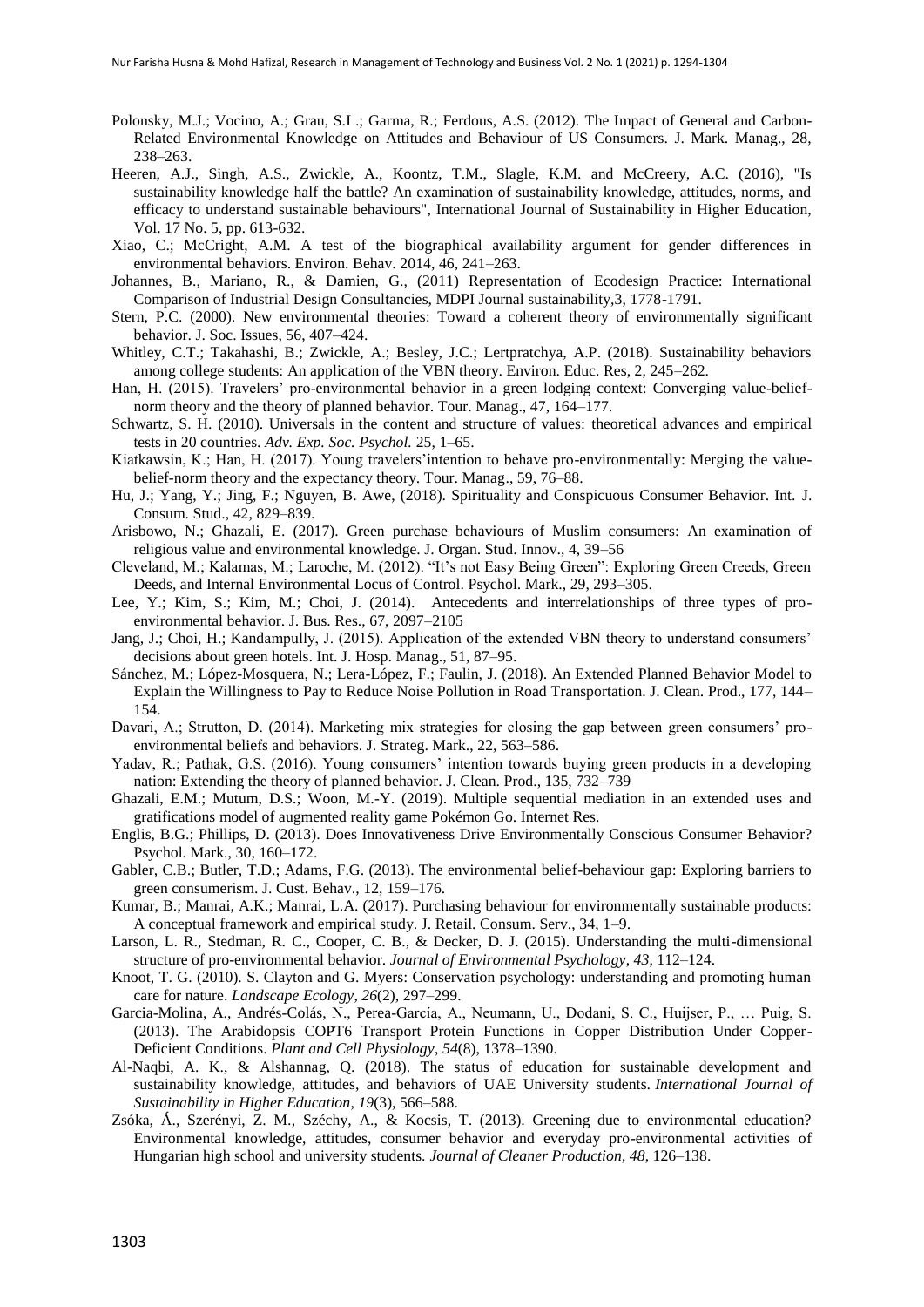Polonsky, M.J.; Vocino, A.; Grau, S.L.; Garma, R.; Ferdous, A.S. (2012). The Impact of General and Carbon-Related Environmental Knowledge on Attitudes and Behaviour of US Consumers. J. Mark. Manag., 28, 238–263.

Heeren, A.J., Singh, A.S., Zwickle, A., Koontz, T.M., Slagle, K.M. and McCreery, A.C. (2016), "Is sustainability knowledge half the battle? An examination of sustainability knowledge, attitudes, norms, and efficacy to understand sustainable behaviours", International Journal of Sustainability in Higher Education, Vol. 17 No. 5, pp. 613-632.

Xiao, C.; McCright, A.M. A test of the biographical availability argument for gender differences in environmental behaviors. Environ. Behav. 2014, 46, 241–263.

Johannes, B., Mariano, R., & Damien, G., (2011) Representation of Ecodesign Practice: International Comparison of Industrial Design Consultancies, MDPI Journal sustainability,3, 1778-1791.

Stern, P.C. (2000). New environmental theories: Toward a coherent theory of environmentally significant behavior. J. Soc. Issues, 56, 407–424.

Whitley, C.T.; Takahashi, B.; Zwickle, A.; Besley, J.C.; Lertpratchya, A.P. (2018). Sustainability behaviors among college students: An application of the VBN theory. Environ. Educ. Res, 2, 245–262.

Han, H. (2015). Travelers' pro-environmental behavior in a green lodging context: Converging value-belief-norm theory and the theory of planned behavior. Tour. Manag., 47, 164–177.

Schwartz, S. H. (2010). Universals in the content and structure of values: theoretical advances and empirical tests in 20 countries. *Adv. Exp. Soc. Psychol.* 25, 1–65.

Kiatkawsin, K.; Han, H. (2017). Young travelers'intention to behave pro-environmentally: Merging the value-belief-norm theory and the expectancy theory. Tour. Manag., 59, 76–88.

Hu, J.; Yang, Y.; Jing, F.; Nguyen, B. Awe, (2018). Spirituality and Conspicuous Consumer Behavior. Int. J. Consum. Stud., 42, 829–839.

Arisbowo, N.; Ghazali, E. (2017). Green purchase behaviours of Muslim consumers: An examination of religious value and environmental knowledge. J. Organ. Stud. Innov., 4, 39–56

Cleveland, M.; Kalamas, M.; Laroche, M. (2012). "It's not Easy Being Green": Exploring Green Creeds, Green Deeds, and Internal Environmental Locus of Control. Psychol. Mark., 29, 293–305.

Lee, Y.; Kim, S.; Kim, M.; Choi, J. (2014). Antecedents and interrelationships of three types of pro-environmental behavior. J. Bus. Res., 67, 2097–2105

Jang, J.; Choi, H.; Kandampully, J. (2015). Application of the extended VBN theory to understand consumers' decisions about green hotels. Int. J. Hosp. Manag., 51, 87–95.

Sánchez, M.; López-Mosquera, N.; Lera-López, F.; Faulin, J. (2018). An Extended Planned Behavior Model to Explain the Willingness to Pay to Reduce Noise Pollution in Road Transportation. J. Clean. Prod., 177, 144–154.

Davari, A.; Strutton, D. (2014). Marketing mix strategies for closing the gap between green consumers' pro-environmental beliefs and behaviors. J. Strateg. Mark., 22, 563–586.

Yadav, R.; Pathak, G.S. (2016). Young consumers' intention towards buying green products in a developing nation: Extending the theory of planned behavior. J. Clean. Prod., 135, 732–739

Ghazali, E.M.; Mutum, D.S.; Woon, M.-Y. (2019). Multiple sequential mediation in an extended uses and gratifications model of augmented reality game Pokémon Go. Internet Res.

Englis, B.G.; Phillips, D. (2013). Does Innovativeness Drive Environmentally Conscious Consumer Behavior? Psychol. Mark., 30, 160–172.

Gabler, C.B.; Butler, T.D.; Adams, F.G. (2013). The environmental belief-behaviour gap: Exploring barriers to green consumerism. J. Cust. Behav., 12, 159–176.

Kumar, B.; Manrai, A.K.; Manrai, L.A. (2017). Purchasing behaviour for environmentally sustainable products: A conceptual framework and empirical study. J. Retail. Consum. Serv., 34, 1–9.

Larson, L. R., Stedman, R. C., Cooper, C. B., & Decker, D. J. (2015). Understanding the multi-dimensional structure of pro-environmental behavior. *Journal of Environmental Psychology*, *43*, 112–124.

Knoot, T. G. (2010). S. Clayton and G. Myers: Conservation psychology: understanding and promoting human care for nature. *Landscape Ecology*, *26*(2), 297–299.

Garcia-Molina, A., Andrés-Colás, N., Perea-García, A., Neumann, U., Dodani, S. C., Huijser, P., … Puig, S. (2013). The Arabidopsis COPT6 Transport Protein Functions in Copper Distribution Under Copper-Deficient Conditions. *Plant and Cell Physiology*, *54*(8), 1378–1390.

Al-Naqbi, A. K., & Alshannag, Q. (2018). The status of education for sustainable development and sustainability knowledge, attitudes, and behaviors of UAE University students. *International Journal of Sustainability in Higher Education*, *19*(3), 566–588.

Zsóka, Á., Szerényi, Z. M., Széchy, A., & Kocsis, T. (2013). Greening due to environmental education? Environmental knowledge, attitudes, consumer behavior and everyday pro-environmental activities of Hungarian high school and university students. *Journal of Cleaner Production*, *48*, 126–138.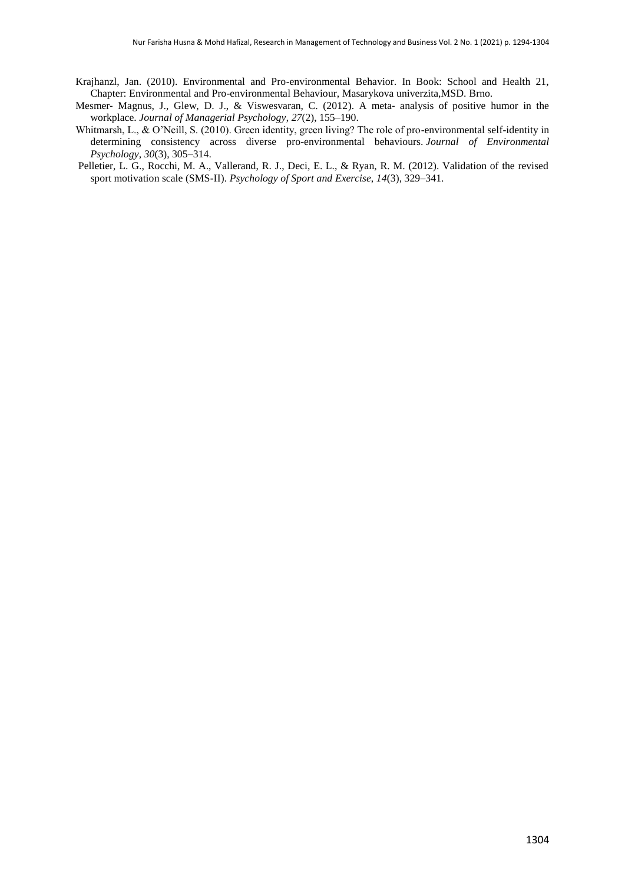Krajhanzl, Jan. (2010). Environmental and Pro-environmental Behavior. In Book: School and Health 21, Chapter: Environmental and Pro-environmental Behaviour, Masarykova univerzita,MSD. Brno.

Mesmer‐ Magnus, J., Glew, D. J., & Viswesvaran, C. (2012). A meta‐ analysis of positive humor in the workplace. *Journal of Managerial Psychology*, *27*(2), 155–190.

Whitmarsh, L., & O'Neill, S. (2010). Green identity, green living? The role of pro-environmental self-identity in determining consistency across diverse pro-environmental behaviours. *Journal of Environmental Psychology*, *30*(3), 305–314.

Pelletier, L. G., Rocchi, M. A., Vallerand, R. J., Deci, E. L., & Ryan, R. M. (2012). Validation of the revised sport motivation scale (SMS-II). *Psychology of Sport and Exercise*, *14*(3), 329–341.